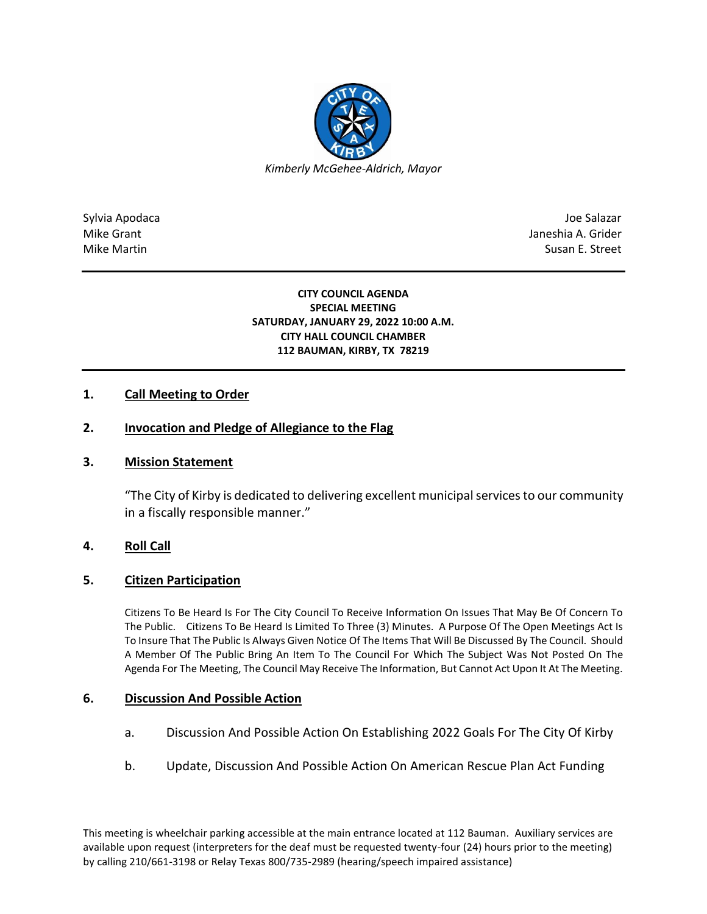*Kimberly McGehee-Aldrich, Mayor*

Sylvia Apodaca
Mike Grant
Mike Martin

Joe Salazar
Janeshia A. Grider
Susan E. Street

---

**CITY COUNCIL AGENDA**
**SPECIAL MEETING**
**SATURDAY, JANUARY 29, 2022 10:00 A.M.**
**CITY HALL COUNCIL CHAMBER**
**112 BAUMAN, KIRBY, TX 78219**

---

## 1. Call Meeting to Order

## 2. Invocation and Pledge of Allegiance to the Flag

## 3. Mission Statement

"The City of Kirby is dedicated to delivering excellent municipal services to our community in a fiscally responsible manner."

## 4. Roll Call

## 5. Citizen Participation

Citizens To Be Heard Is For The City Council To Receive Information On Issues That May Be Of Concern To The Public. Citizens To Be Heard Is Limited To Three (3) Minutes. A Purpose Of The Open Meetings Act Is To Insure That The Public Is Always Given Notice Of The Items That Will Be Discussed By The Council. Should A Member Of The Public Bring An Item To The Council For Which The Subject Was Not Posted On The Agenda For The Meeting, The Council May Receive The Information, But Cannot Act Upon It At The Meeting.

## 6. Discussion And Possible Action

a. Discussion And Possible Action On Establishing 2022 Goals For The City Of Kirby

b. Update, Discussion And Possible Action On American Rescue Plan Act Funding

This meeting is wheelchair parking accessible at the main entrance located at 112 Bauman. Auxiliary services are available upon request (interpreters for the deaf must be requested twenty-four (24) hours prior to the meeting) by calling 210/661-3198 or Relay Texas 800/735-2989 (hearing/speech impaired assistance)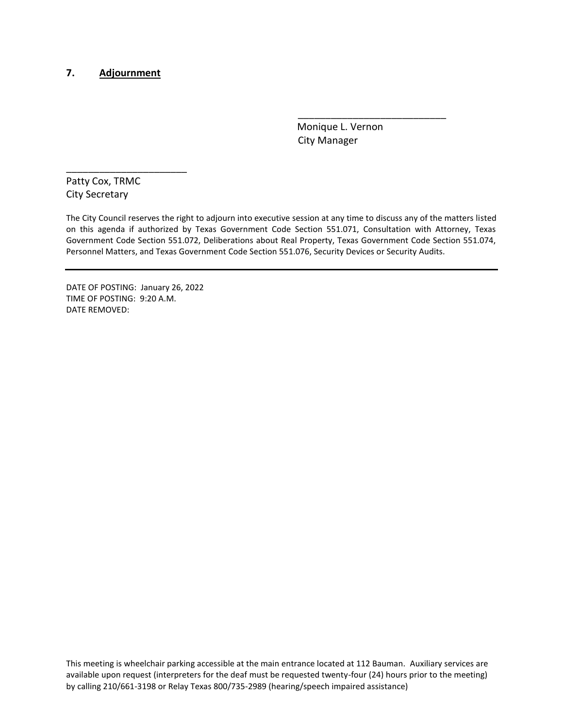## 7. **Adjournment**

\_\_\_\_\_\_\_\_\_\_\_\_\_\_\_\_\_\_\_\_\_\_\_\_\_\_\_\_
Monique L. Vernon
City Manager

\_\_\_\_\_\_\_\_\_\_\_\_\_\_\_\_\_\_\_\_\_\_\_
Patty Cox, TRMC
City Secretary

The City Council reserves the right to adjourn into executive session at any time to discuss any of the matters listed on this agenda if authorized by Texas Government Code Section 551.071, Consultation with Attorney, Texas Government Code Section 551.072, Deliberations about Real Property, Texas Government Code Section 551.074, Personnel Matters, and Texas Government Code Section 551.076, Security Devices or Security Audits.

---

DATE OF POSTING: January 26, 2022
TIME OF POSTING: 9:20 A.M.
DATE REMOVED:

This meeting is wheelchair parking accessible at the main entrance located at 112 Bauman. Auxiliary services are available upon request (interpreters for the deaf must be requested twenty-four (24) hours prior to the meeting) by calling 210/661-3198 or Relay Texas 800/735-2989 (hearing/speech impaired assistance)